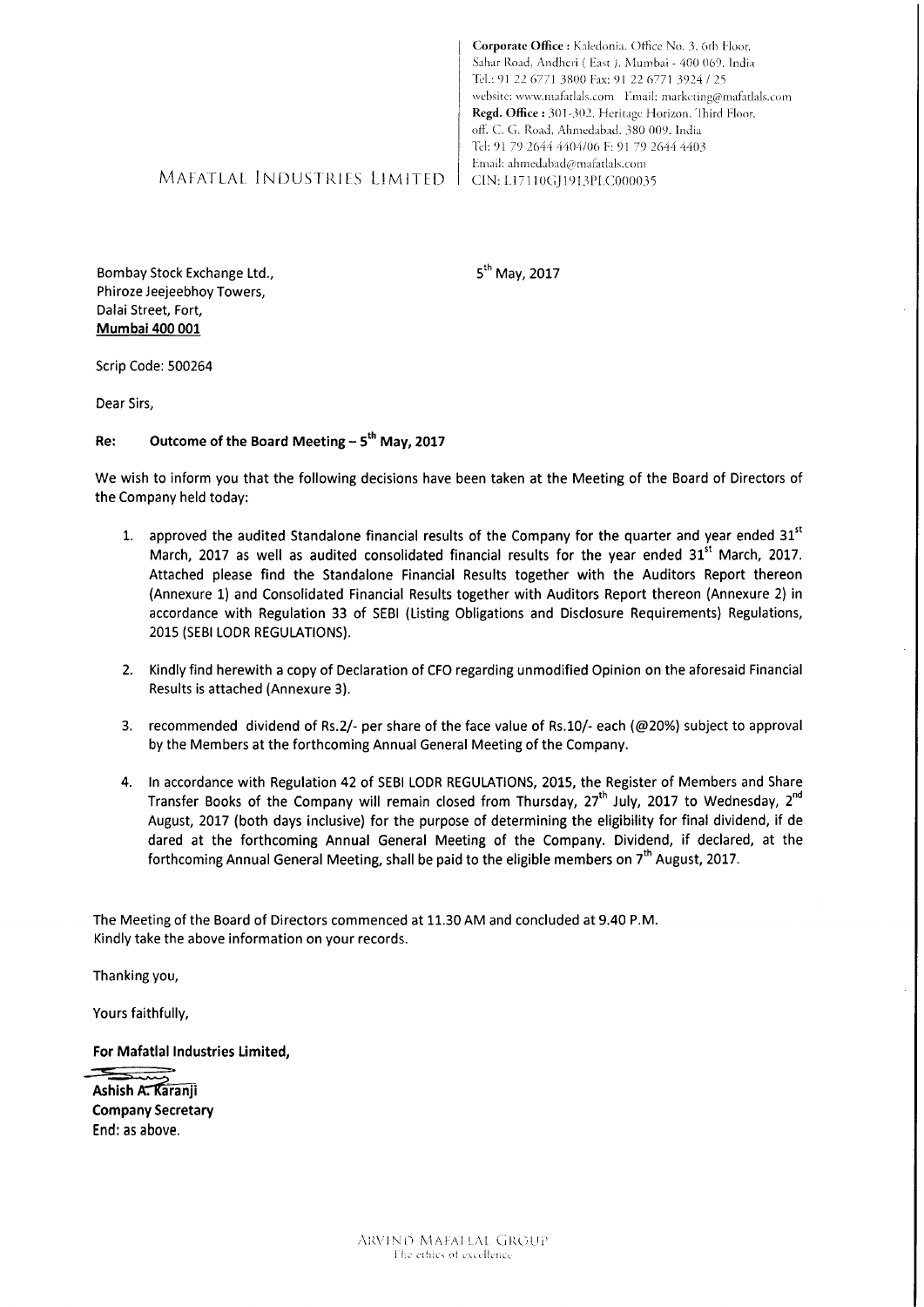Corporate Office : Kaledonia, Office No. 3, 6th Floor, Sahar Road, Andheri ( East ), Mumbai - 400 069, India
Tel.: 91 22 6771 3800 Fax: 91 22 6771 3924 / 25
website: www.mafatlals.com Email: marketing@mafatlals.com
Regd. Office : 301-302, Heritage Horizon, Third Floor, off. C. G. Road, Ahmedabad. 380 009. India
Tel: 91 79 2644 4404/06 F: 91 79 2644 4403
Email: ahmedabad@mafatlals.com
CIN: L17110GJ1913PLC000035

MAFATLAL INDUSTRIES LIMITED

Bombay Stock Exchange Ltd.,
Phiroze Jeejeebhoy Towers,
Dalai Street, Fort,
**Mumbai 400 001**

5th May, 2017

Scrip Code: 500264

Dear Sirs,

**Re: Outcome of the Board Meeting – 5th May, 2017**

We wish to inform you that the following decisions have been taken at the Meeting of the Board of Directors of the Company held today:

1. approved the audited Standalone financial results of the Company for the quarter and year ended 31st March, 2017 as well as audited consolidated financial results for the year ended 31st March, 2017. Attached please find the Standalone Financial Results together with the Auditors Report thereon (Annexure 1) and Consolidated Financial Results together with Auditors Report thereon (Annexure 2) in accordance with Regulation 33 of SEBI (Listing Obligations and Disclosure Requirements) Regulations, 2015 (SEBI LODR REGULATIONS).

2. Kindly find herewith a copy of Declaration of CFO regarding unmodified Opinion on the aforesaid Financial Results is attached (Annexure 3).

3. recommended dividend of Rs.2/- per share of the face value of Rs.10/- each (@20%) subject to approval by the Members at the forthcoming Annual General Meeting of the Company.

4. In accordance with Regulation 42 of SEBI LODR REGULATIONS, 2015, the Register of Members and Share Transfer Books of the Company will remain closed from Thursday, 27th July, 2017 to Wednesday, 2nd August, 2017 (both days inclusive) for the purpose of determining the eligibility for final dividend, if de dared at the forthcoming Annual General Meeting of the Company. Dividend, if declared, at the forthcoming Annual General Meeting, shall be paid to the eligible members on 7th August, 2017.

The Meeting of the Board of Directors commenced at 11.30 AM and concluded at 9.40 P.M.
Kindly take the above information on your records.

Thanking you,

Yours faithfully,

**For Mafatlal Industries Limited,**

**Ashish A. Karanji**
**Company Secretary**
**End: as above.**

ARVIND MAFATLAL GROUP
The ethics of excellence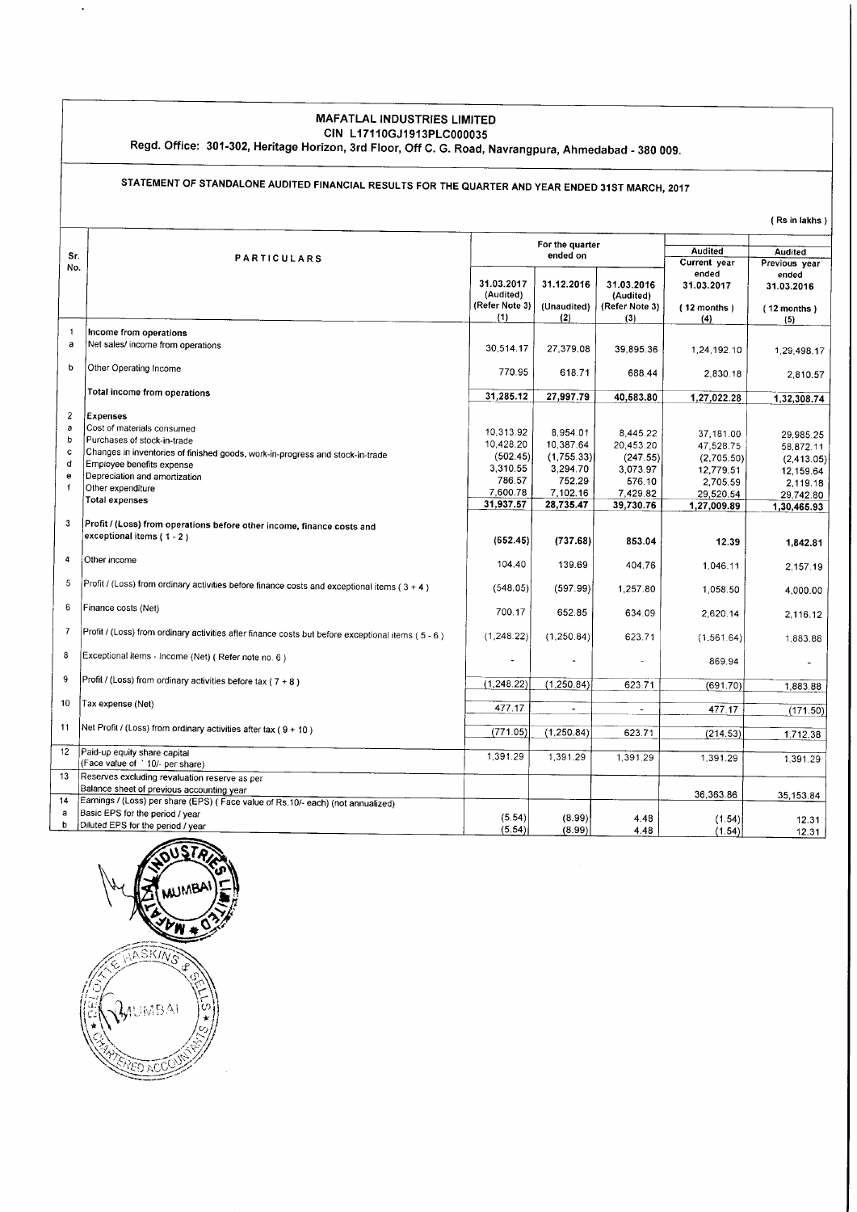**MAFATLAL INDUSTRIES LIMITED**
**CIN L17110GJ1913PLC000035**
**Regd. Office: 301-302, Heritage Horizon, 3rd Floor, Off C. G. Road, Navrangpura, Ahmedabad - 380 009.**

**STATEMENT OF STANDALONE AUDITED FINANCIAL RESULTS FOR THE QUARTER AND YEAR ENDED 31ST MARCH, 2017**

( Rs in lakhs )

| Sr. No. | PARTICULARS | For the quarter ended on | | | Audited Current year ended | Audited Previous year ended |
|---|---|---|---|---|---|---|
| | | 31.03.2017 (Audited) (Refer Note 3) (1) | 31.12.2016 (Unaudited) (2) | 31.03.2016 (Audited) (Refer Note 3) (3) | 31.03.2017 ( 12 months ) (4) | 31.03.2016 ( 12 months ) (5) |
| 1 | **Income from operations** | | | | | |
| a | Net sales/ income from operations | 30,514.17 | 27,379.08 | 39,895.36 | 1,24,192.10 | 1,29,498.17 |
| b | Other Operating Income | 770.95 | 618.71 | 688.44 | 2,830.18 | 2,810.57 |
| | **Total income from operations** | 31,285.12 | 27,997.79 | 40,583.80 | 1,27,022.28 | 1,32,308.74 |
| 2 | **Expenses** | | | | | |
| a | Cost of materials consumed | 10,313.92 | 8,954.01 | 8,445.22 | 37,181.00 | 29,985.25 |
| b | Purchases of stock-in-trade | 10,428.20 | 10,387.64 | 20,453.20 | 47,528.75 | 58,872.11 |
| c | Changes in inventories of finished goods, work-in-progress and stock-in-trade | (502.45) | (1,755.33) | (247.55) | (2,705.50) | (2,413.05) |
| d | Employee benefits expense | 3,310.55 | 3,294.70 | 3,073.97 | 12,779.51 | 12,159.64 |
| e | Depreciation and amortization | 786.57 | 752.29 | 576.10 | 2,705.59 | 2,119.18 |
| f | Other expenditure | 7,600.78 | 7,102.16 | 7,429.82 | 29,520.54 | 29,742.80 |
| | **Total expenses** | 31,937.57 | 28,735.47 | 39,730.76 | 1,27,009.89 | 1,30,465.93 |
| 3 | **Profit / (Loss) from operations before other income, finance costs and exceptional items ( 1 - 2 )** | **(652.45)** | **(737.68)** | **853.04** | **12.39** | **1,842.81** |
| 4 | Other income | 104.40 | 139.69 | 404.76 | 1,046.11 | 2,157.19 |
| 5 | Profit / (Loss) from ordinary activities before finance costs and exceptional items ( 3 + 4 ) | (548.05) | (597.99) | 1,257.80 | 1,058.50 | 4,000.00 |
| 6 | Finance costs (Net) | 700.17 | 652.85 | 634.09 | 2,620.14 | 2,116.12 |
| 7 | Profit / (Loss) from ordinary activities after finance costs but before exceptional items ( 5 - 6 ) | (1,248.22) | (1,250.84) | 623.71 | (1,561.64) | 1,883.88 |
| 8 | Exceptional items - Income (Net) ( Refer note no. 6 ) | - | - | - | 869.94 | - |
| 9 | Profit / (Loss) from ordinary activities before tax ( 7 + 8 ) | (1,248.22) | (1,250.84) | 623.71 | (691.70) | 1,883.88 |
| 10 | Tax expense (Net) | 477.17 | - | - | 477.17 | (171.50) |
| 11 | Net Profit / (Loss) from ordinary activities after tax ( 9 + 10 ) | (771.05) | (1,250.84) | 623.71 | (214.53) | 1,712.38 |
| 12 | Paid-up equity share capital (Face value of ` 10/- per share) | 1,391.29 | 1,391.29 | 1,391.29 | 1,391.29 | 1,391.29 |
| 13 | Reserves excluding revaluation reserve as per Balance sheet of previous accounting year | | | | 36,363.86 | 35,153.84 |
| 14 | Earnings / (Loss) per share (EPS) ( Face value of Rs.10/- each) (not annualized) | | | | | |
| a | Basic EPS for the period / year | (5.54) | (8.99) | 4.48 | (1.54) | 12.31 |
| b | Diluted EPS for the period / year | (5.54) | (8.99) | 4.48 | (1.54) | 12.31 |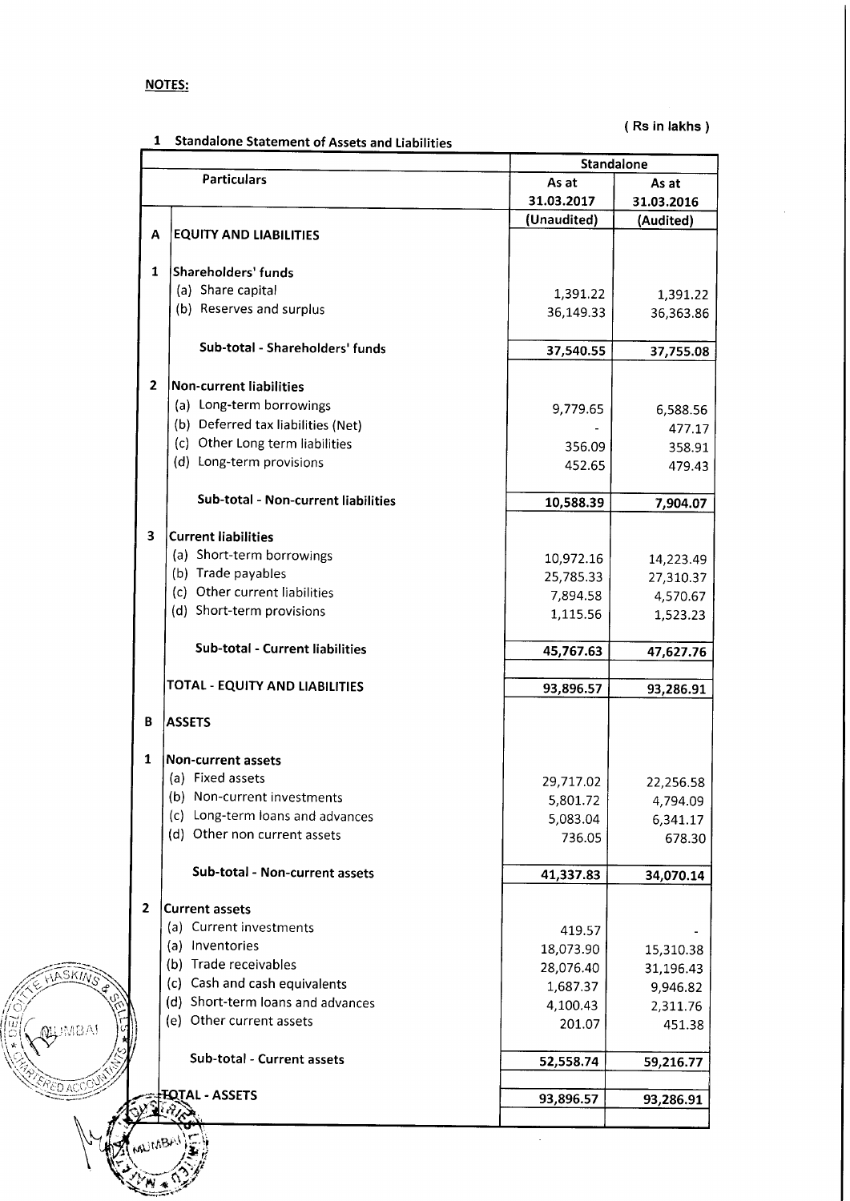**NOTES:**

( Rs in lakhs )

1 Standalone Statement of Assets and Liabilities

| | Particulars | Standalone | |
|---|---|---|---|
| | | As at 31.03.2017 | As at 31.03.2016 |
| | | (Unaudited) | (Audited) |
| **A** | **EQUITY AND LIABILITIES** | | |
| **1** | **Shareholders' funds** | | |
| | (a) Share capital | 1,391.22 | 1,391.22 |
| | (b) Reserves and surplus | 36,149.33 | 36,363.86 |
| | **Sub-total - Shareholders' funds** | 37,540.55 | 37,755.08 |
| **2** | **Non-current liabilities** | | |
| | (a) Long-term borrowings | 9,779.65 | 6,588.56 |
| | (b) Deferred tax liabilities (Net) | - | 477.17 |
| | (c) Other Long term liabilities | 356.09 | 358.91 |
| | (d) Long-term provisions | 452.65 | 479.43 |
| | **Sub-total - Non-current liabilities** | 10,588.39 | 7,904.07 |
| **3** | **Current liabilities** | | |
| | (a) Short-term borrowings | 10,972.16 | 14,223.49 |
| | (b) Trade payables | 25,785.33 | 27,310.37 |
| | (c) Other current liabilities | 7,894.58 | 4,570.67 |
| | (d) Short-term provisions | 1,115.56 | 1,523.23 |
| | **Sub-total - Current liabilities** | 45,767.63 | 47,627.76 |
| | **TOTAL - EQUITY AND LIABILITIES** | 93,896.57 | 93,286.91 |
| **B** | **ASSETS** | | |
| **1** | **Non-current assets** | | |
| | (a) Fixed assets | 29,717.02 | 22,256.58 |
| | (b) Non-current investments | 5,801.72 | 4,794.09 |
| | (c) Long-term loans and advances | 5,083.04 | 6,341.17 |
| | (d) Other non current assets | 736.05 | 678.30 |
| | **Sub-total - Non-current assets** | 41,337.83 | 34,070.14 |
| **2** | **Current assets** | | |
| | (a) Current investments | 419.57 | - |
| | (a) Inventories | 18,073.90 | 15,310.38 |
| | (b) Trade receivables | 28,076.40 | 31,196.43 |
| | (c) Cash and cash equivalents | 1,687.37 | 9,946.82 |
| | (d) Short-term loans and advances | 4,100.43 | 2,311.76 |
| | (e) Other current assets | 201.07 | 451.38 |
| | **Sub-total - Current assets** | 52,558.74 | 59,216.77 |
| | **TOTAL - ASSETS** | 93,896.57 | 93,286.91 |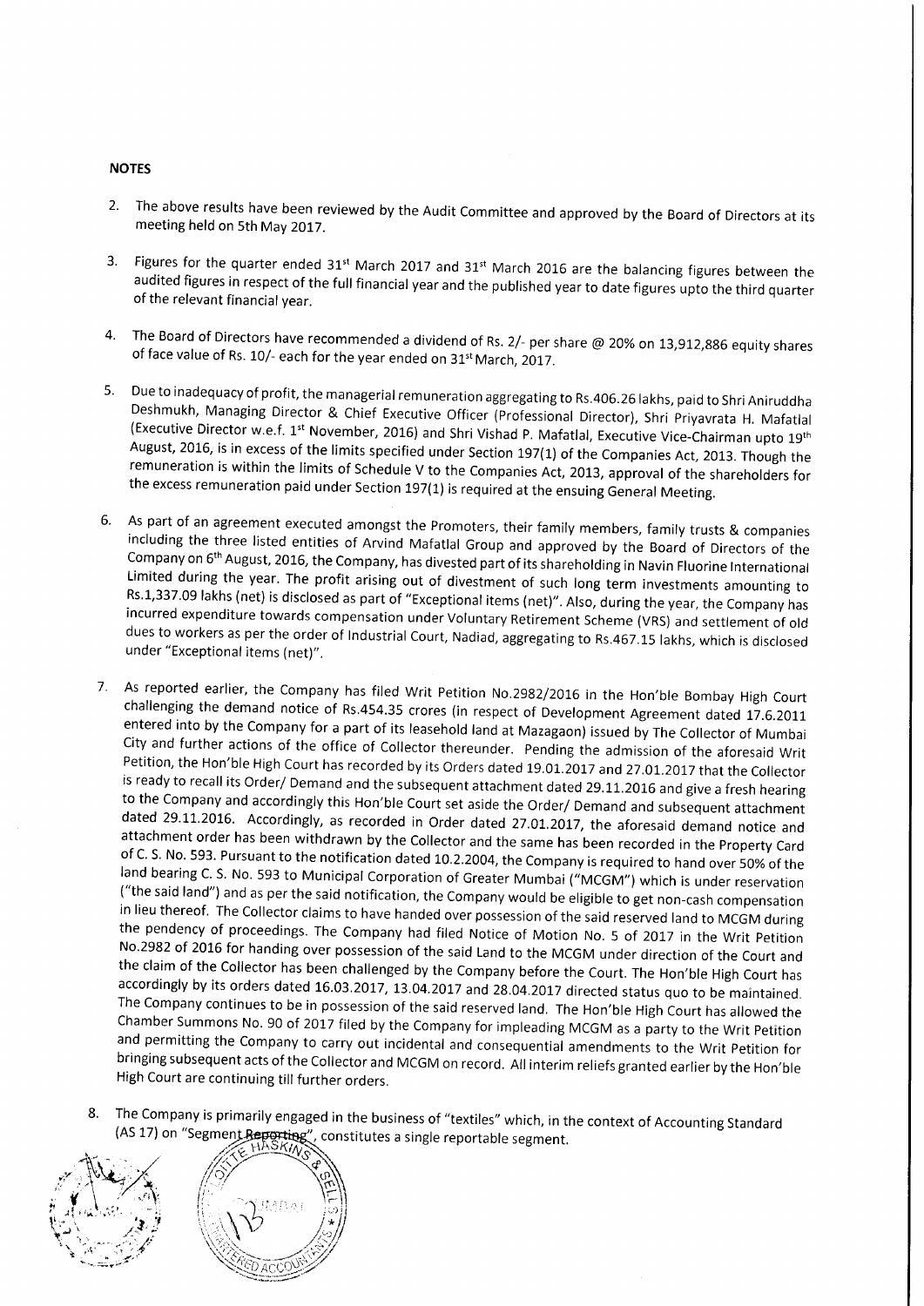**NOTES**

2. The above results have been reviewed by the Audit Committee and approved by the Board of Directors at its meeting held on 5th May 2017.

3. Figures for the quarter ended 31st March 2017 and 31st March 2016 are the balancing figures between the audited figures in respect of the full financial year and the published year to date figures upto the third quarter of the relevant financial year.

4. The Board of Directors have recommended a dividend of Rs. 2/- per share @ 20% on 13,912,886 equity shares of face value of Rs. 10/- each for the year ended on 31st March, 2017.

5. Due to inadequacy of profit, the managerial remuneration aggregating to Rs.406.26 lakhs, paid to Shri Aniruddha Deshmukh, Managing Director & Chief Executive Officer (Professional Director), Shri Priyavrata H. Mafatlal (Executive Director w.e.f. 1st November, 2016) and Shri Vishad P. Mafatlal, Executive Vice-Chairman upto 19th August, 2016, is in excess of the limits specified under Section 197(1) of the Companies Act, 2013. Though the remuneration is within the limits of Schedule V to the Companies Act, 2013, approval of the shareholders for the excess remuneration paid under Section 197(1) is required at the ensuing General Meeting.

6. As part of an agreement executed amongst the Promoters, their family members, family trusts & companies including the three listed entities of Arvind Mafatlal Group and approved by the Board of Directors of the Company on 6th August, 2016, the Company, has divested part of its shareholding in Navin Fluorine International Limited during the year. The profit arising out of divestment of such long term investments amounting to Rs.1,337.09 lakhs (net) is disclosed as part of "Exceptional items (net)". Also, during the year, the Company has incurred expenditure towards compensation under Voluntary Retirement Scheme (VRS) and settlement of old dues to workers as per the order of Industrial Court, Nadiad, aggregating to Rs.467.15 lakhs, which is disclosed under "Exceptional items (net)".

7. As reported earlier, the Company has filed Writ Petition No.2982/2016 in the Hon'ble Bombay High Court challenging the demand notice of Rs.454.35 crores (in respect of Development Agreement dated 17.6.2011 entered into by the Company for a part of its leasehold land at Mazagaon) issued by The Collector of Mumbai City and further actions of the office of Collector thereunder. Pending the admission of the aforesaid Writ Petition, the Hon'ble High Court has recorded by its Orders dated 19.01.2017 and 27.01.2017 that the Collector is ready to recall its Order/ Demand and the subsequent attachment dated 29.11.2016 and give a fresh hearing to the Company and accordingly this Hon'ble Court set aside the Order/ Demand and subsequent attachment dated 29.11.2016. Accordingly, as recorded in Order dated 27.01.2017, the aforesaid demand notice and attachment order has been withdrawn by the Collector and the same has been recorded in the Property Card of C. S. No. 593. Pursuant to the notification dated 10.2.2004, the Company is required to hand over 50% of the land bearing C. S. No. 593 to Municipal Corporation of Greater Mumbai ("MCGM") which is under reservation ("the said land") and as per the said notification, the Company would be eligible to get non-cash compensation in lieu thereof. The Collector claims to have handed over possession of the said reserved land to MCGM during the pendency of proceedings. The Company had filed Notice of Motion No. 5 of 2017 in the Writ Petition No.2982 of 2016 for handing over possession of the said Land to the MCGM under direction of the Court and the claim of the Collector has been challenged by the Company before the Court. The Hon'ble High Court has accordingly by its orders dated 16.03.2017, 13.04.2017 and 28.04.2017 directed status quo to be maintained. The Company continues to be in possession of the said reserved land. The Hon'ble High Court has allowed the Chamber Summons No. 90 of 2017 filed by the Company for impleading MCGM as a party to the Writ Petition and permitting the Company to carry out incidental and consequential amendments to the Writ Petition for bringing subsequent acts of the Collector and MCGM on record. All interim reliefs granted earlier by the Hon'ble High Court are continuing till further orders.

8. The Company is primarily engaged in the business of "textiles" which, in the context of Accounting Standard (AS 17) on "Segment Reporting", constitutes a single reportable segment.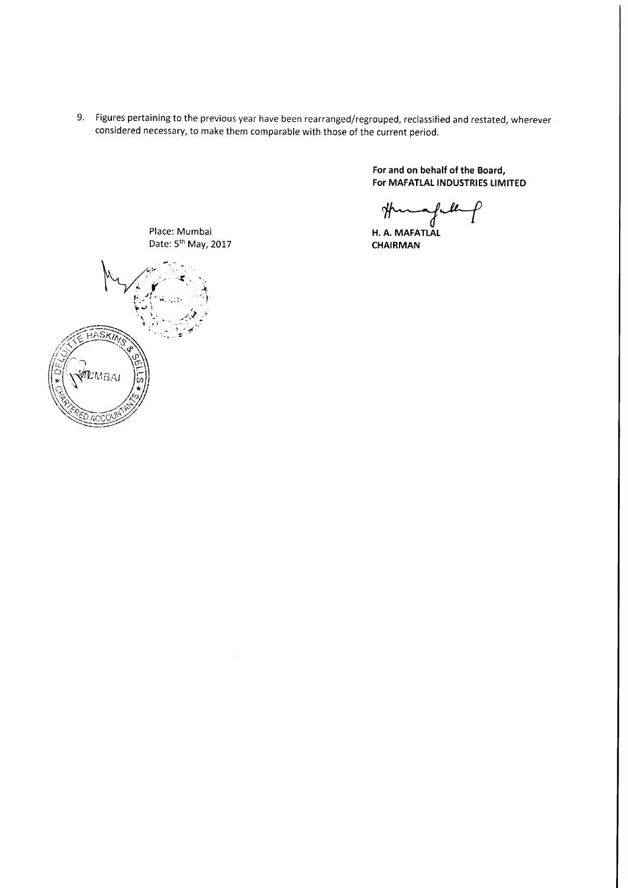9. Figures pertaining to the previous year have been rearranged/regrouped, reclassified and restated, wherever considered necessary, to make them comparable with those of the current period.

**For and on behalf of the Board,**
**For MAFATLAL INDUSTRIES LIMITED**

**H. A. MAFATLAL**
**CHAIRMAN**

Place: Mumbai
Date: 5th May, 2017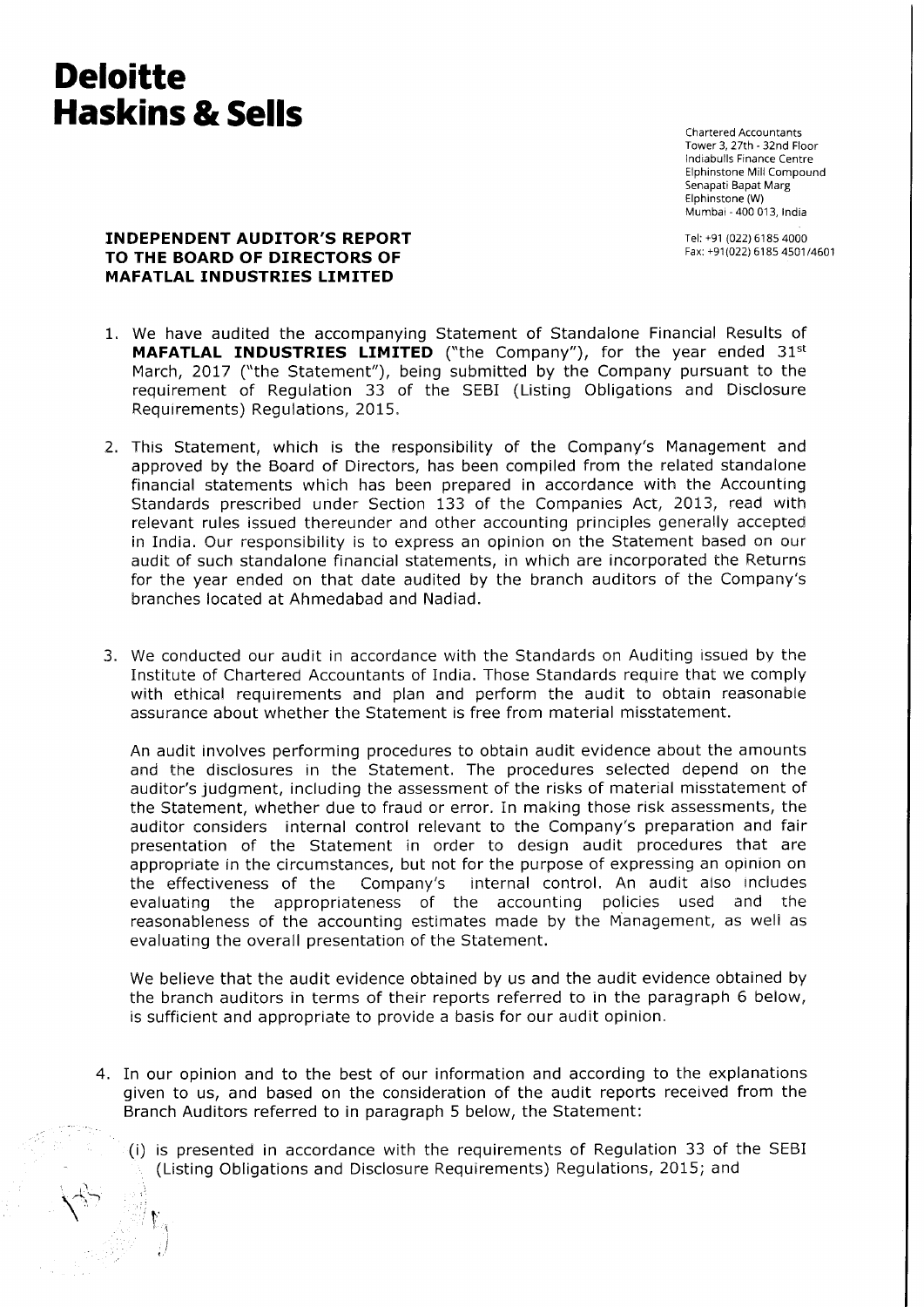# Deloitte Haskins & Sells

Chartered Accountants
Tower 3, 27th - 32nd Floor
Indiabulls Finance Centre
Elphinstone Mill Compound
Senapati Bapat Marg
Elphinstone (W)
Mumbai - 400 013, India

Tel: +91 (022) 6185 4000
Fax: +91(022) 6185 4501/4601

**INDEPENDENT AUDITOR'S REPORT TO THE BOARD OF DIRECTORS OF MAFATLAL INDUSTRIES LIMITED**

1. We have audited the accompanying Statement of Standalone Financial Results of **MAFATLAL INDUSTRIES LIMITED** ("the Company"), for the year ended 31st March, 2017 ("the Statement"), being submitted by the Company pursuant to the requirement of Regulation 33 of the SEBI (Listing Obligations and Disclosure Requirements) Regulations, 2015.

2. This Statement, which is the responsibility of the Company's Management and approved by the Board of Directors, has been compiled from the related standalone financial statements which has been prepared in accordance with the Accounting Standards prescribed under Section 133 of the Companies Act, 2013, read with relevant rules issued thereunder and other accounting principles generally accepted in India. Our responsibility is to express an opinion on the Statement based on our audit of such standalone financial statements, in which are incorporated the Returns for the year ended on that date audited by the branch auditors of the Company's branches located at Ahmedabad and Nadiad.

3. We conducted our audit in accordance with the Standards on Auditing issued by the Institute of Chartered Accountants of India. Those Standards require that we comply with ethical requirements and plan and perform the audit to obtain reasonable assurance about whether the Statement is free from material misstatement.

   An audit involves performing procedures to obtain audit evidence about the amounts and the disclosures in the Statement. The procedures selected depend on the auditor's judgment, including the assessment of the risks of material misstatement of the Statement, whether due to fraud or error. In making those risk assessments, the auditor considers internal control relevant to the Company's preparation and fair presentation of the Statement in order to design audit procedures that are appropriate in the circumstances, but not for the purpose of expressing an opinion on the effectiveness of the Company's internal control. An audit also includes evaluating the appropriateness of the accounting policies used and the reasonableness of the accounting estimates made by the Management, as well as evaluating the overall presentation of the Statement.

   We believe that the audit evidence obtained by us and the audit evidence obtained by the branch auditors in terms of their reports referred to in the paragraph 6 below, is sufficient and appropriate to provide a basis for our audit opinion.

4. In our opinion and to the best of our information and according to the explanations given to us, and based on the consideration of the audit reports received from the Branch Auditors referred to in paragraph 5 below, the Statement:

   (i) is presented in accordance with the requirements of Regulation 33 of the SEBI (Listing Obligations and Disclosure Requirements) Regulations, 2015; and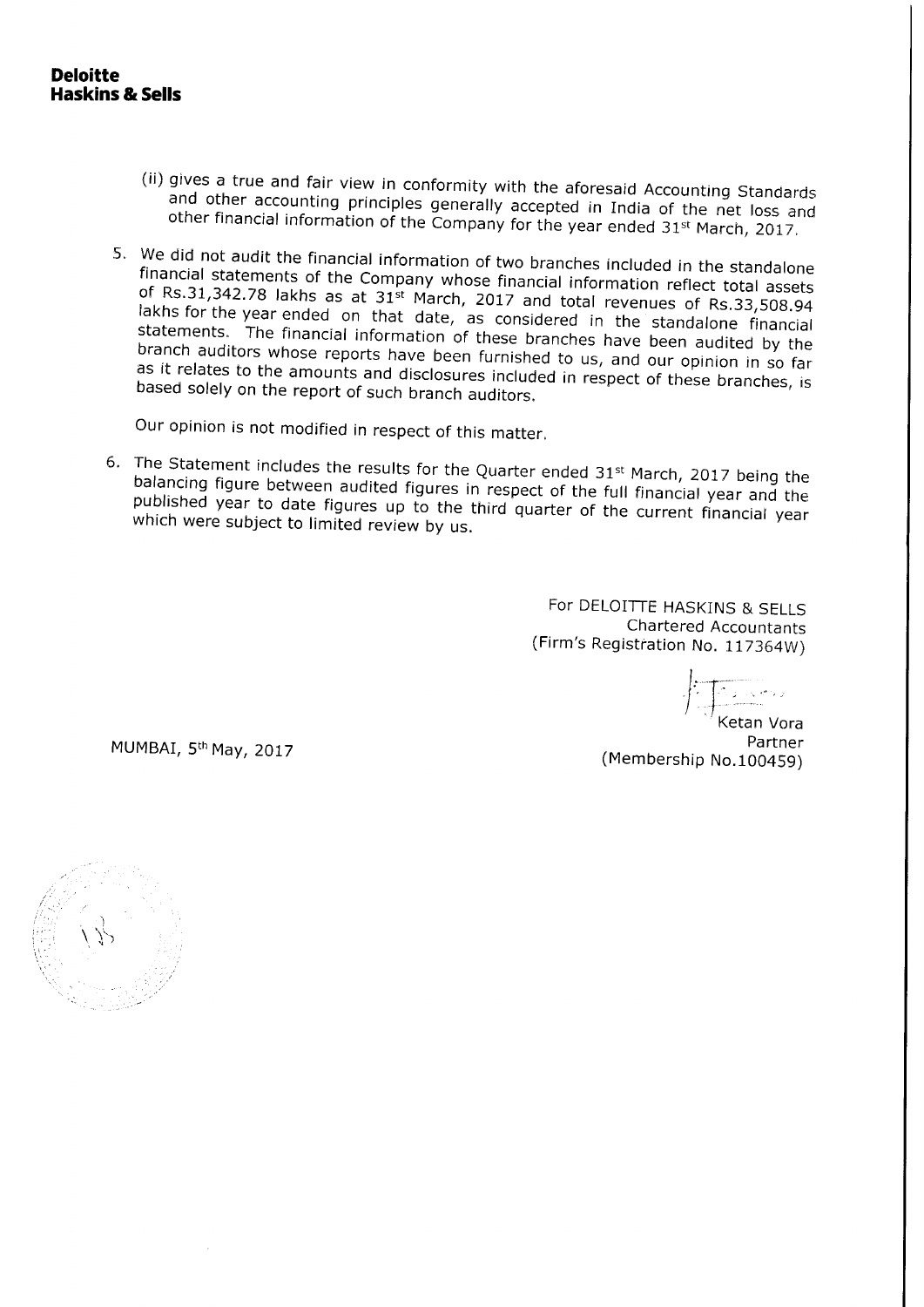**Deloitte**
**Haskins & Sells**

(ii) gives a true and fair view in conformity with the aforesaid Accounting Standards and other accounting principles generally accepted in India of the net loss and other financial information of the Company for the year ended 31st March, 2017.

5. We did not audit the financial information of two branches included in the standalone financial statements of the Company whose financial information reflect total assets of Rs.31,342.78 lakhs as at 31st March, 2017 and total revenues of Rs.33,508.94 lakhs for the year ended on that date, as considered in the standalone financial statements. The financial information of these branches have been audited by the branch auditors whose reports have been furnished to us, and our opinion in so far as it relates to the amounts and disclosures included in respect of these branches, is based solely on the report of such branch auditors.

   Our opinion is not modified in respect of this matter.

6. The Statement includes the results for the Quarter ended 31st March, 2017 being the balancing figure between audited figures in respect of the full financial year and the published year to date figures up to the third quarter of the current financial year which were subject to limited review by us.

For DELOITTE HASKINS & SELLS
Chartered Accountants
(Firm's Registration No. 117364W)

Ketan Vora
Partner
(Membership No.100459)

MUMBAI, 5th May, 2017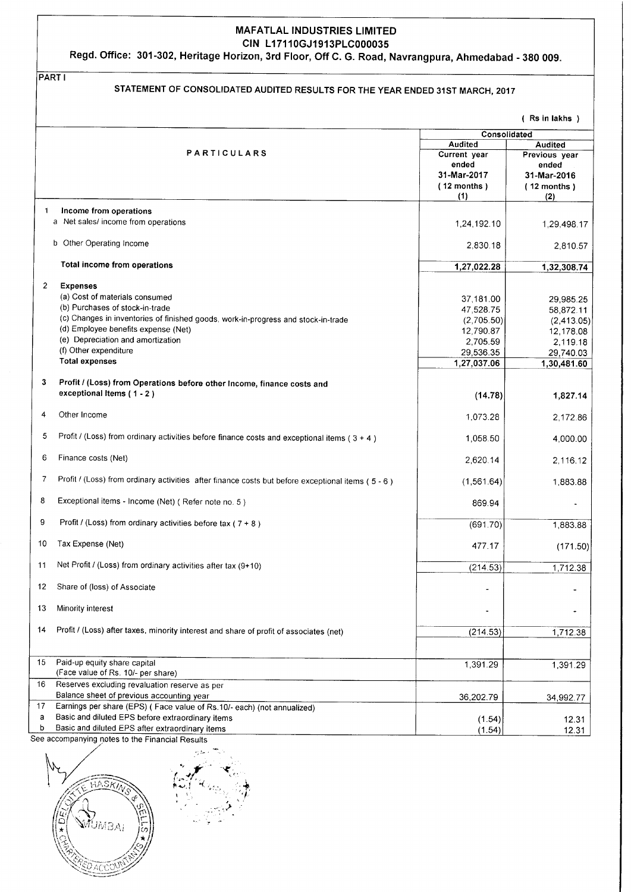# MAFATLAL INDUSTRIES LIMITED

## CIN L17110GJ1913PLC000035

### Regd. Office: 301-302, Heritage Horizon, 3rd Floor, Off C. G. Road, Navrangpura, Ahmedabad - 380 009.

PART I

### STATEMENT OF CONSOLIDATED AUDITED RESULTS FOR THE YEAR ENDED 31ST MARCH, 2017

( Rs in lakhs )

| | PARTICULARS | Consolidated | |
|---|---|---|---|
| | | Audited | Audited |
| | | Current year ended 31-Mar-2017 ( 12 months ) (1) | Previous year ended 31-Mar-2016 ( 12 months ) (2) |
| 1 | **Income from operations** | | |
| | a Net sales/ income from operations | 1,24,192.10 | 1,29,498.17 |
| | b Other Operating Income | 2,830.18 | 2,810.57 |
| | **Total income from operations** | **1,27,022.28** | **1,32,308.74** |
| 2 | **Expenses** | | |
| | (a) Cost of materials consumed | 37,181.00 | 29,985.25 |
| | (b) Purchases of stock-in-trade | 47,528.75 | 58,872.11 |
| | (c) Changes in inventories of finished goods, work-in-progress and stock-in-trade | (2,705.50) | (2,413.05) |
| | (d) Employee benefits expense (Net) | 12,790.87 | 12,178.08 |
| | (e) Depreciation and amortization | 2,705.59 | 2,119.18 |
| | (f) Other expenditure | 29,536.35 | 29,740.03 |
| | **Total expenses** | **1,27,037.06** | **1,30,481.60** |
| 3 | **Profit / (Loss) from Operations before other Income, finance costs and exceptional Items ( 1 - 2 )** | **(14.78)** | **1,827.14** |
| 4 | Other Income | 1,073.28 | 2,172.86 |
| 5 | Profit / (Loss) from ordinary activities before finance costs and exceptional items ( 3 + 4 ) | 1,058.50 | 4,000.00 |
| 6 | Finance costs (Net) | 2,620.14 | 2,116.12 |
| 7 | Profit / (Loss) from ordinary activities after finance costs but before exceptional items ( 5 - 6 ) | (1,561.64) | 1,883.88 |
| 8 | Exceptional items - Income (Net) ( Refer note no. 5 ) | 869.94 | - |
| 9 | Profit / (Loss) from ordinary activities before tax ( 7 + 8 ) | (691.70) | 1,883.88 |
| 10 | Tax Expense (Net) | 477.17 | (171.50) |
| 11 | Net Profit / (Loss) from ordinary activities after tax (9+10) | (214.53) | 1,712.38 |
| 12 | Share of (loss) of Associate | - | - |
| 13 | Minority interest | - | - |
| 14 | Profit / (Loss) after taxes, minority interest and share of profit of associates (net) | (214.53) | 1,712.38 |
| 15 | Paid-up equity share capital (Face value of Rs. 10/- per share) | 1,391.29 | 1,391.29 |
| 16 | Reserves excluding revaluation reserve as per Balance sheet of previous accounting year | 36,202.79 | 34,992.77 |
| 17 | Earnings per share (EPS) ( Face value of Rs.10/- each) (not annualized) | | |
| a | Basic and diluted EPS before extraordinary items | (1.54) | 12.31 |
| b | Basic and diluted EPS after extraordinary items | (1.54) | 12.31 |

See accompanying notes to the Financial Results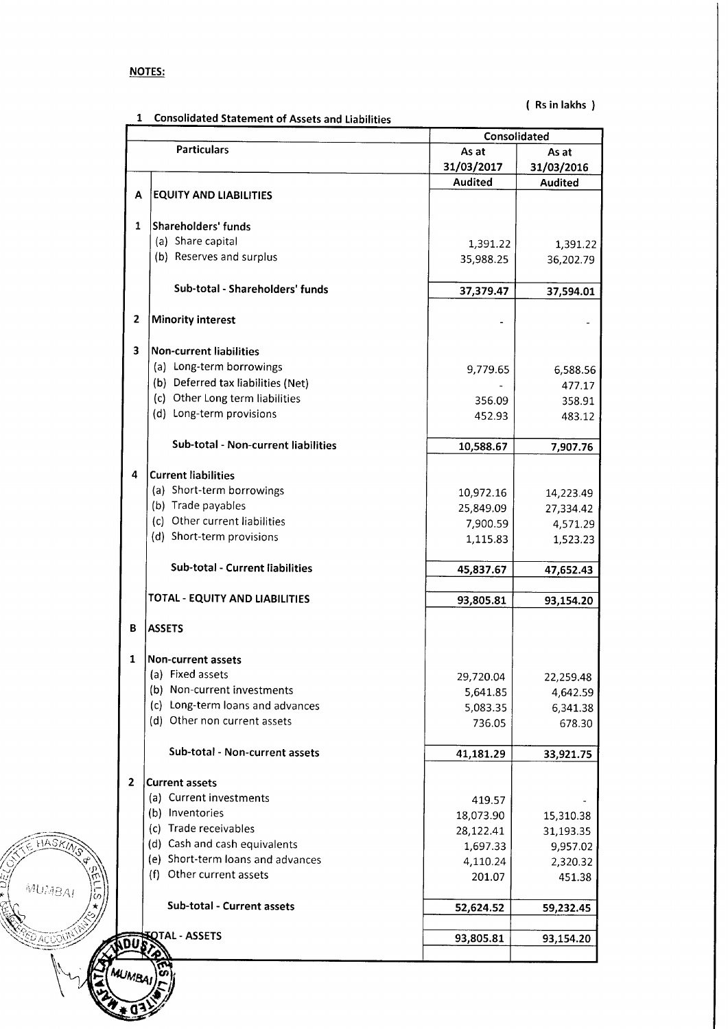**NOTES:**

( Rs in lakhs )

1 Consolidated Statement of Assets and Liabilities

| | Particulars | Consolidated | |
|---|---|---|---|
| | | As at 31/03/2017 | As at 31/03/2016 |
| | | Audited | Audited |
| A | **EQUITY AND LIABILITIES** | | |
| 1 | **Shareholders' funds** | | |
| | (a) Share capital | 1,391.22 | 1,391.22 |
| | (b) Reserves and surplus | 35,988.25 | 36,202.79 |
| | **Sub-total - Shareholders' funds** | **37,379.47** | **37,594.01** |
| 2 | **Minority interest** | - | - |
| 3 | **Non-current liabilities** | | |
| | (a) Long-term borrowings | 9,779.65 | 6,588.56 |
| | (b) Deferred tax liabilities (Net) | - | 477.17 |
| | (c) Other Long term liabilities | 356.09 | 358.91 |
| | (d) Long-term provisions | 452.93 | 483.12 |
| | **Sub-total - Non-current liabilities** | **10,588.67** | **7,907.76** |
| 4 | **Current liabilities** | | |
| | (a) Short-term borrowings | 10,972.16 | 14,223.49 |
| | (b) Trade payables | 25,849.09 | 27,334.42 |
| | (c) Other current liabilities | 7,900.59 | 4,571.29 |
| | (d) Short-term provisions | 1,115.83 | 1,523.23 |
| | **Sub-total - Current liabilities** | **45,837.67** | **47,652.43** |
| | **TOTAL - EQUITY AND LIABILITIES** | **93,805.81** | **93,154.20** |
| B | **ASSETS** | | |
| 1 | **Non-current assets** | | |
| | (a) Fixed assets | 29,720.04 | 22,259.48 |
| | (b) Non-current investments | 5,641.85 | 4,642.59 |
| | (c) Long-term loans and advances | 5,083.35 | 6,341.38 |
| | (d) Other non current assets | 736.05 | 678.30 |
| | **Sub-total - Non-current assets** | **41,181.29** | **33,921.75** |
| 2 | **Current assets** | | |
| | (a) Current investments | 419.57 | - |
| | (b) Inventories | 18,073.90 | 15,310.38 |
| | (c) Trade receivables | 28,122.41 | 31,193.35 |
| | (d) Cash and cash equivalents | 1,697.33 | 9,957.02 |
| | (e) Short-term loans and advances | 4,110.24 | 2,320.32 |
| | (f) Other current assets | 201.07 | 451.38 |
| | **Sub-total - Current assets** | **52,624.52** | **59,232.45** |
| | **TOTAL - ASSETS** | **93,805.81** | **93,154.20** |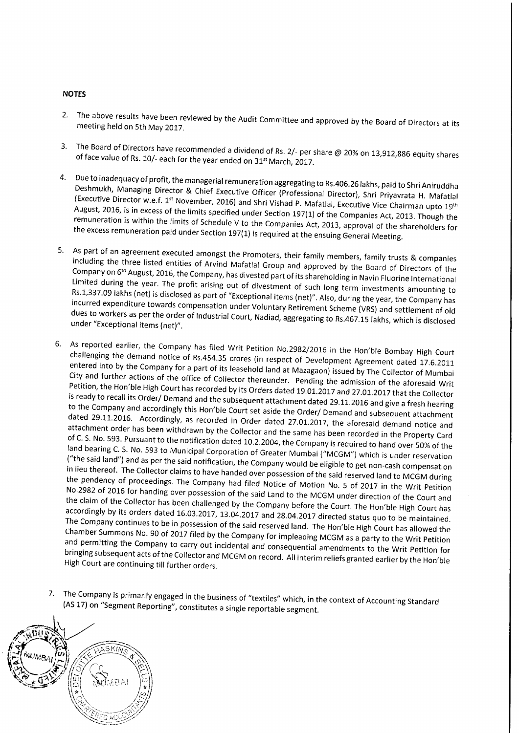**NOTES**

2. The above results have been reviewed by the Audit Committee and approved by the Board of Directors at its meeting held on 5th May 2017.

3. The Board of Directors have recommended a dividend of Rs. 2/- per share @ 20% on 13,912,886 equity shares of face value of Rs. 10/- each for the year ended on 31st March, 2017.

4. Due to inadequacy of profit, the managerial remuneration aggregating to Rs.406.26 lakhs, paid to Shri Aniruddha Deshmukh, Managing Director & Chief Executive Officer (Professional Director), Shri Priyavrata H. Mafatlal (Executive Director w.e.f. 1st November, 2016) and Shri Vishad P. Mafatlal, Executive Vice-Chairman upto 19th August, 2016, is in excess of the limits specified under Section 197(1) of the Companies Act, 2013. Though the remuneration is within the limits of Schedule V to the Companies Act, 2013, approval of the shareholders for the excess remuneration paid under Section 197(1) is required at the ensuing General Meeting.

5. As part of an agreement executed amongst the Promoters, their family members, family trusts & companies including the three listed entities of Arvind Mafatlal Group and approved by the Board of Directors of the Company on 6th August, 2016, the Company, has divested part of its shareholding in Navin Fluorine International Limited during the year. The profit arising out of divestment of such long term investments amounting to Rs.1,337.09 lakhs (net) is disclosed as part of "Exceptional items (net)". Also, during the year, the Company has incurred expenditure towards compensation under Voluntary Retirement Scheme (VRS) and settlement of old dues to workers as per the order of Industrial Court, Nadiad, aggregating to Rs.467.15 lakhs, which is disclosed under "Exceptional items (net)".

6. As reported earlier, the Company has filed Writ Petition No.2982/2016 in the Hon'ble Bombay High Court challenging the demand notice of Rs.454.35 crores (in respect of Development Agreement dated 17.6.2011 entered into by the Company for a part of its leasehold land at Mazagaon) issued by The Collector of Mumbai City and further actions of the office of Collector thereunder. Pending the admission of the aforesaid Writ Petition, the Hon'ble High Court has recorded by its Orders dated 19.01.2017 and 27.01.2017 that the Collector is ready to recall its Order/ Demand and the subsequent attachment dated 29.11.2016 and give a fresh hearing to the Company and accordingly this Hon'ble Court set aside the Order/ Demand and subsequent attachment dated 29.11.2016. Accordingly, as recorded in Order dated 27.01.2017, the aforesaid demand notice and attachment order has been withdrawn by the Collector and the same has been recorded in the Property Card of C. S. No. 593. Pursuant to the notification dated 10.2.2004, the Company is required to hand over 50% of the land bearing C. S. No. 593 to Municipal Corporation of Greater Mumbai ("MCGM") which is under reservation ("the said land") and as per the said notification, the Company would be eligible to get non-cash compensation in lieu thereof. The Collector claims to have handed over possession of the said reserved land to MCGM during the pendency of proceedings. The Company had filed Notice of Motion No. 5 of 2017 in the Writ Petition No.2982 of 2016 for handing over possession of the said Land to the MCGM under direction of the Court and the claim of the Collector has been challenged by the Company before the Court. The Hon'ble High Court has accordingly by its orders dated 16.03.2017, 13.04.2017 and 28.04.2017 directed status quo to be maintained. The Company continues to be in possession of the said reserved land. The Hon'ble High Court has allowed the Chamber Summons No. 90 of 2017 filed by the Company for impleading MCGM as a party to the Writ Petition and permitting the Company to carry out incidental and consequential amendments to the Writ Petition for bringing subsequent acts of the Collector and MCGM on record. All interim reliefs granted earlier by the Hon'ble High Court are continuing till further orders.

7. The Company is primarily engaged in the business of "textiles" which, in the context of Accounting Standard (AS 17) on "Segment Reporting", constitutes a single reportable segment.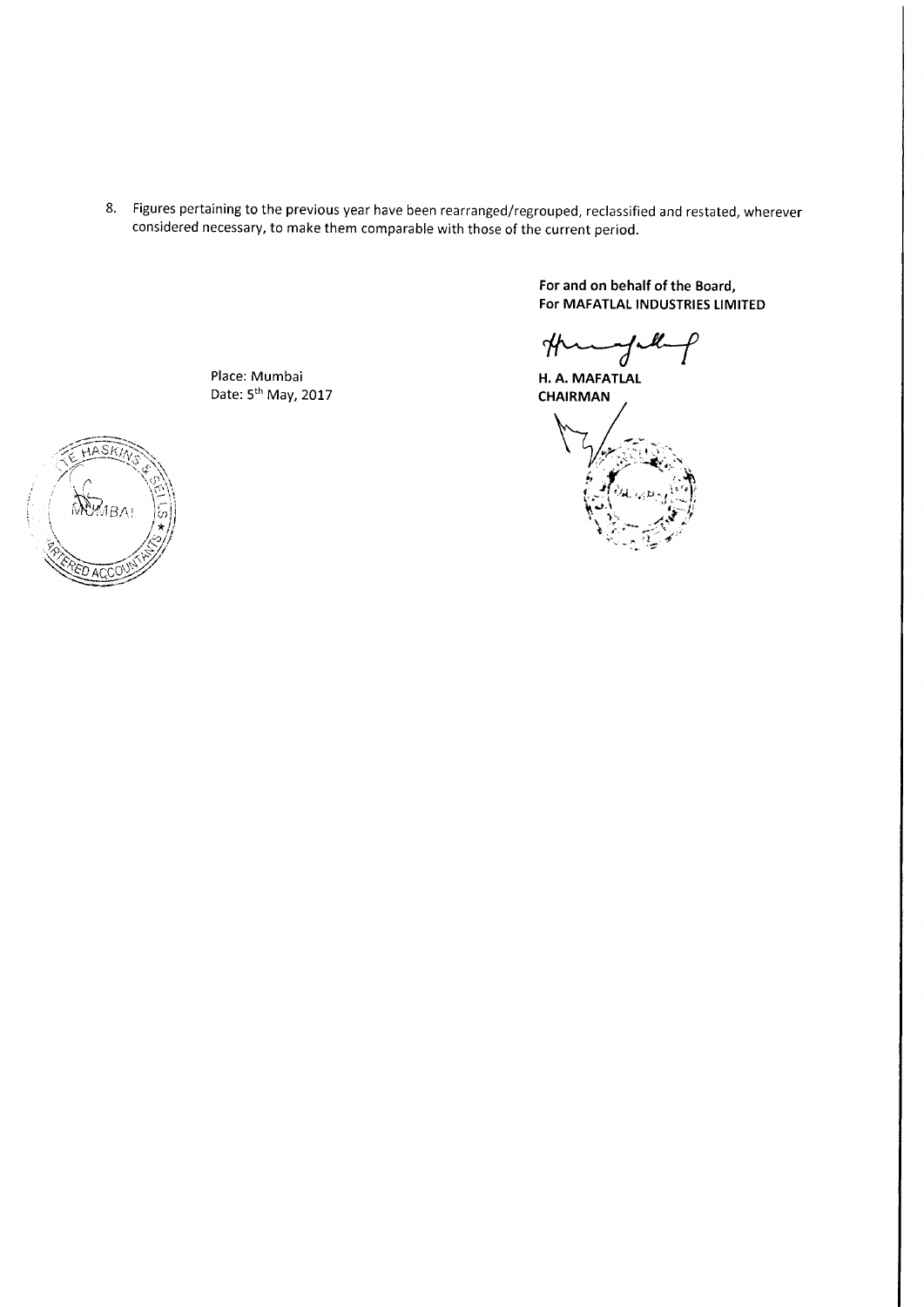8. Figures pertaining to the previous year have been rearranged/regrouped, reclassified and restated, wherever considered necessary, to make them comparable with those of the current period.

**For and on behalf of the Board,**
**For MAFATLAL INDUSTRIES LIMITED**

Place: Mumbai
Date: 5th May, 2017

**H. A. MAFATLAL**
**CHAIRMAN**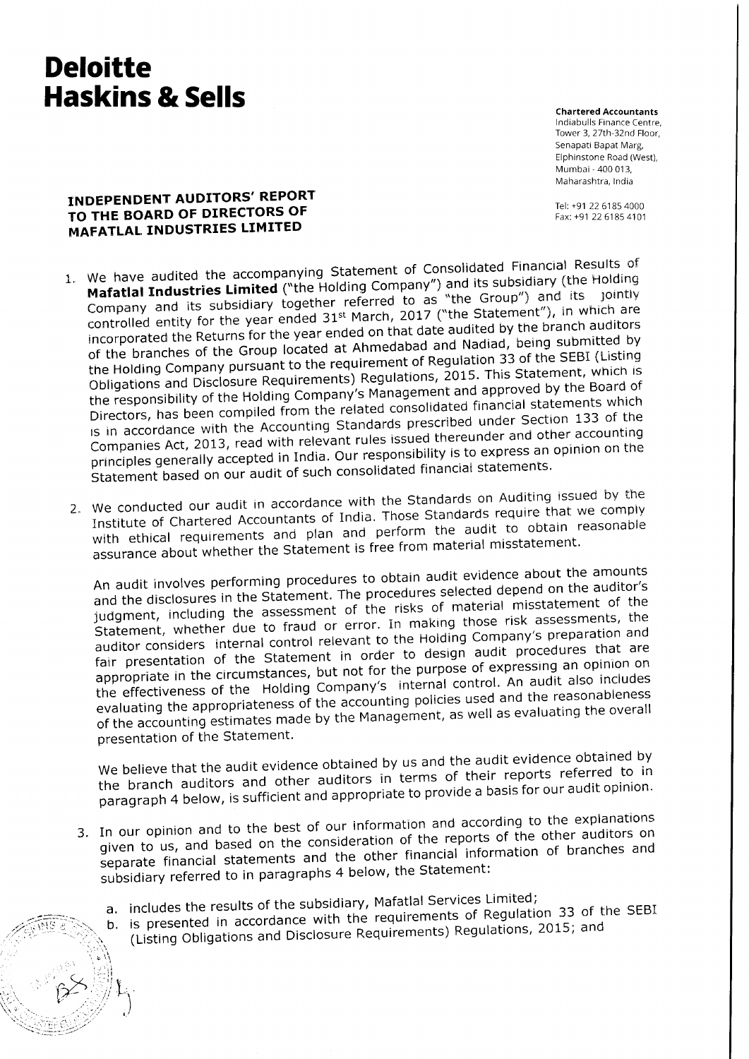# Deloitte Haskins & Sells

**Chartered Accountants**
Indiabulls Finance Centre,
Tower 3, 27th-32nd Floor,
Senapati Bapat Marg,
Elphinstone Road (West),
Mumbai - 400 013,
Maharashtra, India

Tel: +91 22 6185 4000
Fax: +91 22 6185 4101

## INDEPENDENT AUDITORS' REPORT TO THE BOARD OF DIRECTORS OF MAFATLAL INDUSTRIES LIMITED

1. We have audited the accompanying Statement of Consolidated Financial Results of **Mafatlal Industries Limited** ("the Holding Company") and its subsidiary (the Holding Company and its subsidiary together referred to as "the Group") and its jointly controlled entity for the year ended 31st March, 2017 ("the Statement"), in which are incorporated the Returns for the year ended on that date audited by the branch auditors of the branches of the Group located at Ahmedabad and Nadiad, being submitted by the Holding Company pursuant to the requirement of Regulation 33 of the SEBI (Listing Obligations and Disclosure Requirements) Regulations, 2015. This Statement, which is the responsibility of the Holding Company's Management and approved by the Board of Directors, has been compiled from the related consolidated financial statements which is in accordance with the Accounting Standards prescribed under Section 133 of the Companies Act, 2013, read with relevant rules issued thereunder and other accounting principles generally accepted in India. Our responsibility is to express an opinion on the Statement based on our audit of such consolidated financial statements.

2. We conducted our audit in accordance with the Standards on Auditing issued by the Institute of Chartered Accountants of India. Those Standards require that we comply with ethical requirements and plan and perform the audit to obtain reasonable assurance about whether the Statement is free from material misstatement.

   An audit involves performing procedures to obtain audit evidence about the amounts and the disclosures in the Statement. The procedures selected depend on the auditor's judgment, including the assessment of the risks of material misstatement of the Statement, whether due to fraud or error. In making those risk assessments, the auditor considers internal control relevant to the Holding Company's preparation and fair presentation of the Statement in order to design audit procedures that are appropriate in the circumstances, but not for the purpose of expressing an opinion on the effectiveness of the Holding Company's internal control. An audit also includes evaluating the appropriateness of the accounting policies used and the reasonableness of the accounting estimates made by the Management, as well as evaluating the overall presentation of the Statement.

   We believe that the audit evidence obtained by us and the audit evidence obtained by the branch auditors and other auditors in terms of their reports referred to in paragraph 4 below, is sufficient and appropriate to provide a basis for our audit opinion.

3. In our opinion and to the best of our information and according to the explanations given to us, and based on the consideration of the reports of the other auditors on separate financial statements and the other financial information of branches and subsidiary referred to in paragraphs 4 below, the Statement:

   a. includes the results of the subsidiary, Mafatlal Services Limited;
   b. is presented in accordance with the requirements of Regulation 33 of the SEBI (Listing Obligations and Disclosure Requirements) Regulations, 2015; and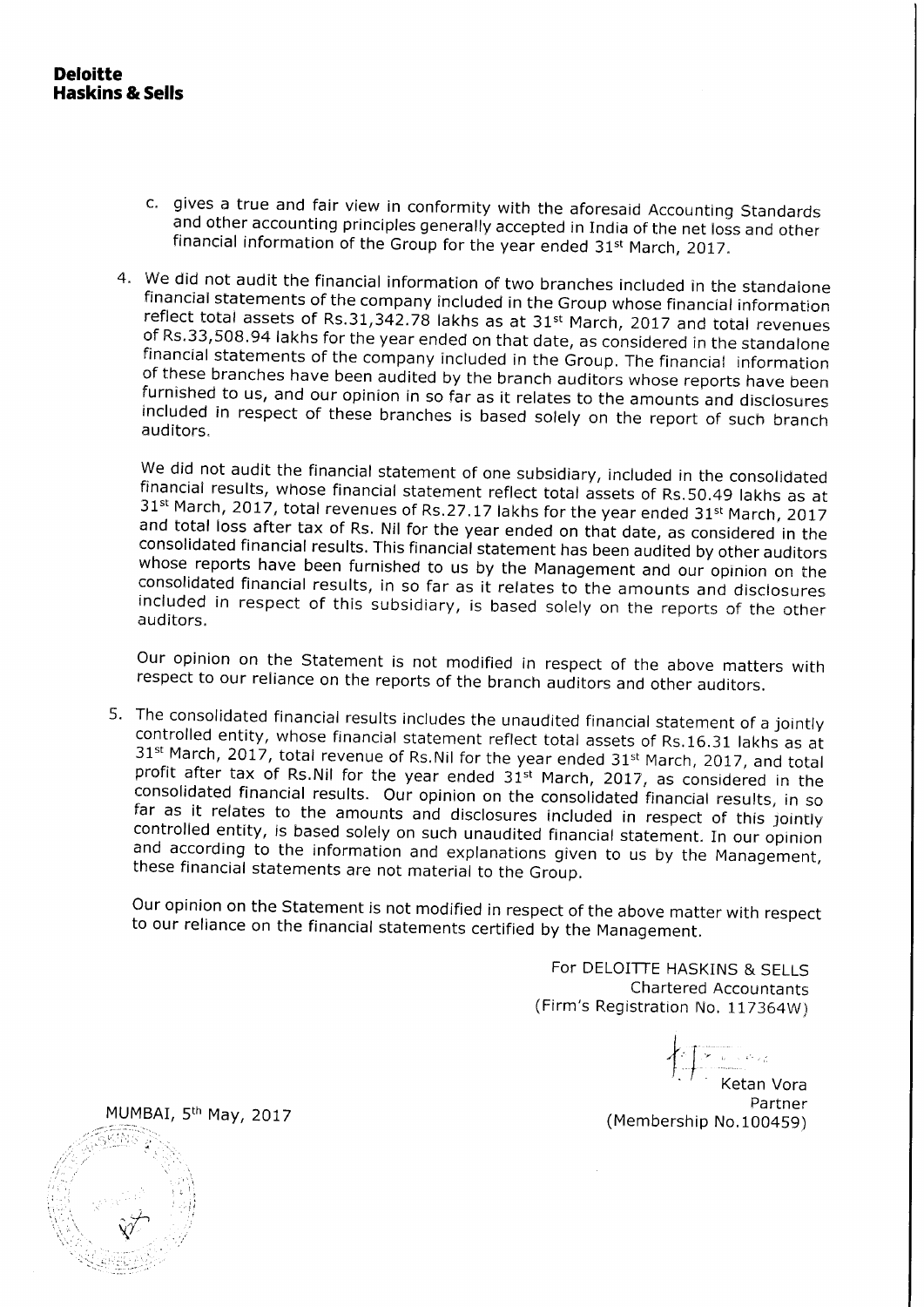**Deloitte Haskins & Sells**

c. gives a true and fair view in conformity with the aforesaid Accounting Standards and other accounting principles generally accepted in India of the net loss and other financial information of the Group for the year ended 31st March, 2017.

4. We did not audit the financial information of two branches included in the standalone financial statements of the company included in the Group whose financial information reflect total assets of Rs.31,342.78 lakhs as at 31st March, 2017 and total revenues of Rs.33,508.94 lakhs for the year ended on that date, as considered in the standalone financial statements of the company included in the Group. The financial information of these branches have been audited by the branch auditors whose reports have been furnished to us, and our opinion in so far as it relates to the amounts and disclosures included in respect of these branches is based solely on the report of such branch auditors.

   We did not audit the financial statement of one subsidiary, included in the consolidated financial results, whose financial statement reflect total assets of Rs.50.49 lakhs as at 31st March, 2017, total revenues of Rs.27.17 lakhs for the year ended 31st March, 2017 and total loss after tax of Rs. Nil for the year ended on that date, as considered in the consolidated financial results. This financial statement has been audited by other auditors whose reports have been furnished to us by the Management and our opinion on the consolidated financial results, in so far as it relates to the amounts and disclosures included in respect of this subsidiary, is based solely on the reports of the other auditors.

   Our opinion on the Statement is not modified in respect of the above matters with respect to our reliance on the reports of the branch auditors and other auditors.

5. The consolidated financial results includes the unaudited financial statement of a jointly controlled entity, whose financial statement reflect total assets of Rs.16.31 lakhs as at 31st March, 2017, total revenue of Rs.Nil for the year ended 31st March, 2017, and total profit after tax of Rs.Nil for the year ended 31st March, 2017, as considered in the consolidated financial results. Our opinion on the consolidated financial results, in so far as it relates to the amounts and disclosures included in respect of this jointly controlled entity, is based solely on such unaudited financial statement. In our opinion and according to the information and explanations given to us by the Management, these financial statements are not material to the Group.

   Our opinion on the Statement is not modified in respect of the above matter with respect to our reliance on the financial statements certified by the Management.

For DELOITTE HASKINS & SELLS
Chartered Accountants
(Firm's Registration No. 117364W)

Ketan Vora
Partner
(Membership No.100459)

MUMBAI, 5th May, 2017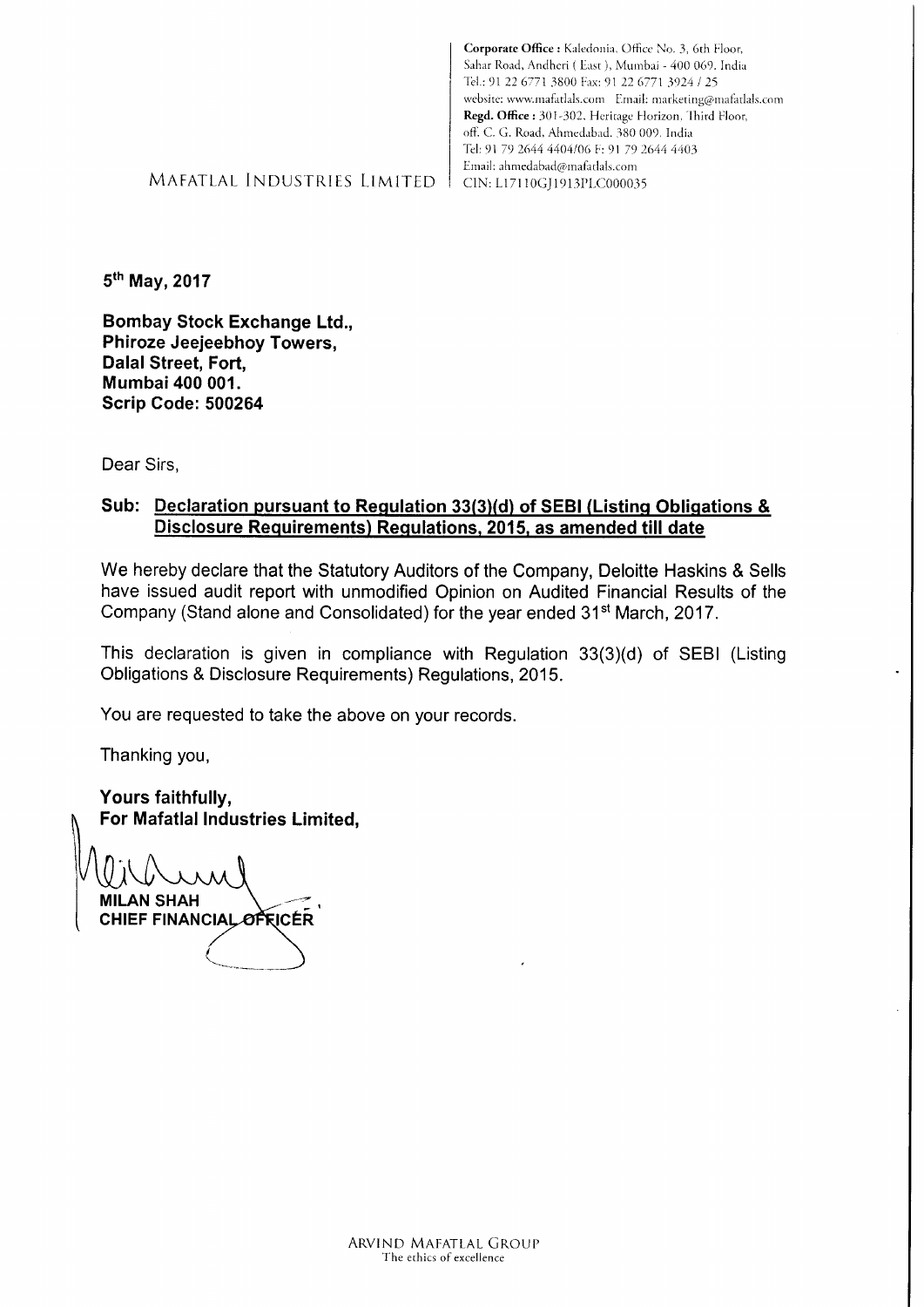**Corporate Office :** Kaledonia, Office No. 3, 6th Floor, Sahar Road, Andheri ( East ), Mumbai - 400 069. India
Tel.: 91 22 6771 3800 Fax: 91 22 6771 3924 / 25
website: www.mafatlals.com Email: marketing@mafatlals.com
**Regd. Office :** 301-302, Heritage Horizon, Third Floor, off. C. G. Road, Ahmedabad. 380 009. India
Tel: 91 79 2644 4404/06 F: 91 79 2644 4403
Email: ahmedabad@mafatlals.com

MAFATLAL INDUSTRIES LIMITED | CIN: L17110GJ1913PLC000035

**5th May, 2017**

**Bombay Stock Exchange Ltd.,**
**Phiroze Jeejeebhoy Towers,**
**Dalal Street, Fort,**
**Mumbai 400 001.**
**Scrip Code: 500264**

Dear Sirs,

**Sub: Declaration pursuant to Regulation 33(3)(d) of SEBI (Listing Obligations & Disclosure Requirements) Regulations, 2015, as amended till date**

We hereby declare that the Statutory Auditors of the Company, Deloitte Haskins & Sells have issued audit report with unmodified Opinion on Audited Financial Results of the Company (Stand alone and Consolidated) for the year ended 31st March, 2017.

This declaration is given in compliance with Regulation 33(3)(d) of SEBI (Listing Obligations & Disclosure Requirements) Regulations, 2015.

You are requested to take the above on your records.

Thanking you,

**Yours faithfully,**
**For Mafatlal Industries Limited,**

**MILAN SHAH**
**CHIEF FINANCIAL OFFICER**

ARVIND MAFATLAL GROUP
The ethics of excellence